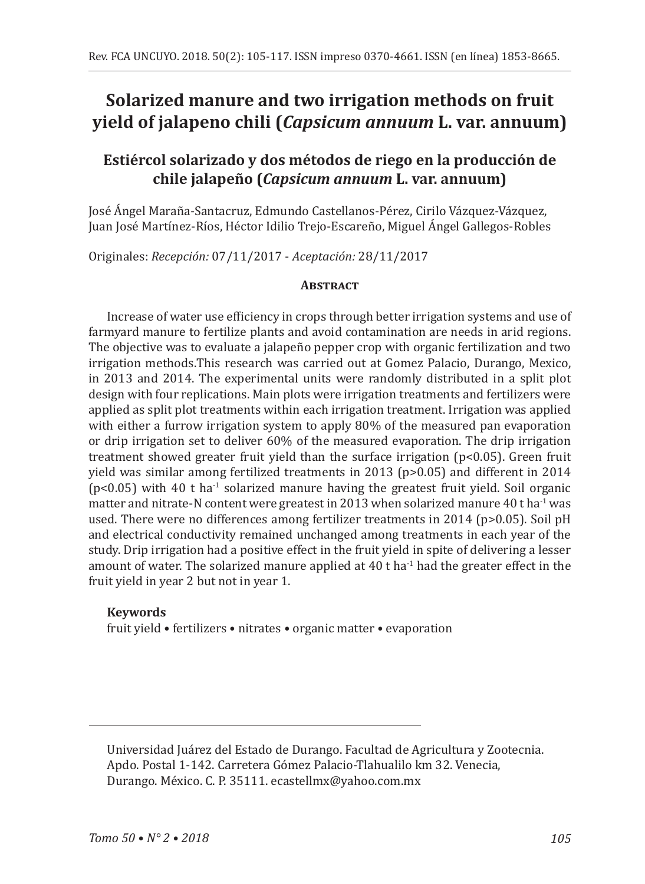# Solarized manure and two irrigation methods on fruit yield of jalapeno chili (*Capsicum annuum* L. var. annuum)

## Estiércol solarizado y dos métodos de riego en la producción de chile jalapeño (*Capsicum annuum* L. var. annuum)

José Ángel Maraña-Santacruz, Edmundo Castellanos-Pérez, Cirilo Vázquez-Vázquez, Juan José Martínez-Ríos, Héctor Idilio Trejo-Escareño, Miguel Ángel Gallegos-Robles

Originales: *Recepción:* 07/11/2017 - *Aceptación:* 28/11/2017

### Abstract

Increase of water use efficiency in crops through better irrigation systems and use of farmyard manure to fertilize plants and avoid contamination are needs in arid regions. The objective was to evaluate a jalapeño pepper crop with organic fertilization and two irrigation methods.This research was carried out at Gomez Palacio, Durango, Mexico, in 2013 and 2014. The experimental units were randomly distributed in a split plot design with four replications. Main plots were irrigation treatments and fertilizers were applied as split plot treatments within each irrigation treatment. Irrigation was applied with either a furrow irrigation system to apply 80% of the measured pan evaporation or drip irrigation set to deliver 60% of the measured evaporation. The drip irrigation treatment showed greater fruit yield than the surface irrigation ($p<0.05$). Green fruit yield was similar among fertilized treatments in 2013 ($p>0.05$) and different in 2014 ($p<0.05$) with 40 t $ha^{-1}$ solarized manure having the greatest fruit yield. Soil organic matter and nitrate-N content were greatest in 2013 when solarized manure 40 t $ha^{-1}$ was used. There were no differences among fertilizer treatments in 2014 ($p>0.05$). Soil pH and electrical conductivity remained unchanged among treatments in each year of the study. Drip irrigation had a positive effect in the fruit yield in spite of delivering a lesser amount of water. The solarized manure applied at 40 t $ha^{-1}$ had the greater effect in the fruit yield in year 2 but not in year 1.

**Keywords**

fruit yield • fertilizers • nitrates • organic matter • evaporation

Universidad Juárez del Estado de Durango. Facultad de Agricultura y Zootecnia. Apdo. Postal 1-142. Carretera Gómez Palacio-Tlahualilo km 32. Venecia, Durango. México. C. P. 35111. ecastellmx@yahoo.com.mx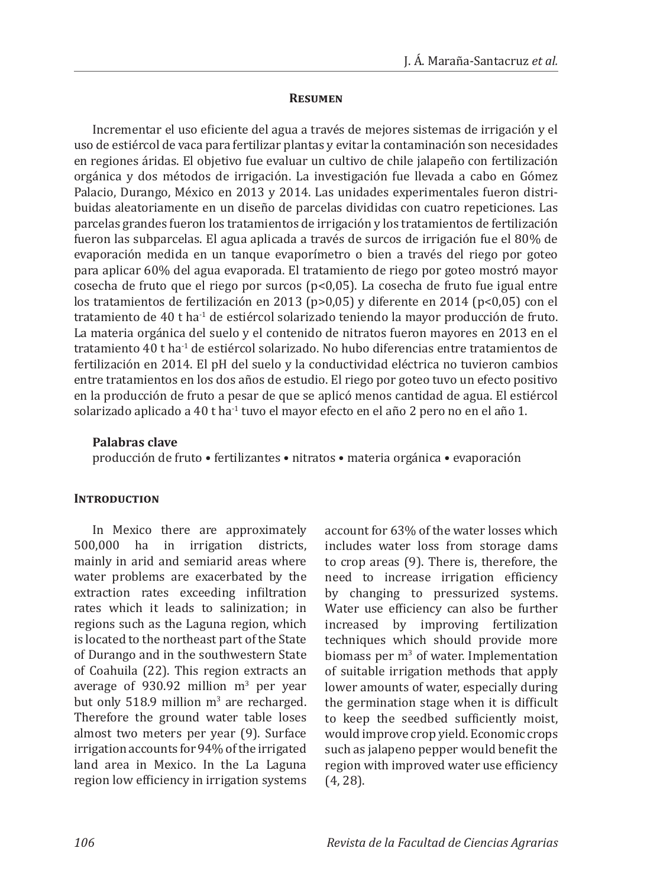## Resumen

Incrementar el uso eficiente del agua a través de mejores sistemas de irrigación y el uso de estiércol de vaca para fertilizar plantas y evitar la contaminación son necesidades en regiones áridas. El objetivo fue evaluar un cultivo de chile jalapeño con fertilización orgánica y dos métodos de irrigación. La investigación fue llevada a cabo en Gómez Palacio, Durango, México en 2013 y 2014. Las unidades experimentales fueron distribuidas aleatoriamente en un diseño de parcelas divididas con cuatro repeticiones. Las parcelas grandes fueron los tratamientos de irrigación y los tratamientos de fertilización fueron las subparcelas. El agua aplicada a través de surcos de irrigación fue el 80% de evaporación medida en un tanque evaporímetro o bien a través del riego por goteo para aplicar 60% del agua evaporada. El tratamiento de riego por goteo mostró mayor cosecha de fruto que el riego por surcos ($p<0,05$). La cosecha de fruto fue igual entre los tratamientos de fertilización en 2013 ($p>0,05$) y diferente en 2014 ($p<0,05$) con el tratamiento de 40 t ha$^{-1}$ de estiércol solarizado teniendo la mayor producción de fruto. La materia orgánica del suelo y el contenido de nitratos fueron mayores en 2013 en el tratamiento 40 t ha$^{-1}$ de estiércol solarizado. No hubo diferencias entre tratamientos de fertilización en 2014. El pH del suelo y la conductividad eléctrica no tuvieron cambios entre tratamientos en los dos años de estudio. El riego por goteo tuvo un efecto positivo en la producción de fruto a pesar de que se aplicó menos cantidad de agua. El estiércol solarizado aplicado a 40 t ha$^{-1}$ tuvo el mayor efecto en el año 2 pero no en el año 1.

**Palabras clave**

producción de fruto • fertilizantes • nitratos • materia orgánica • evaporación

## Introduction

In Mexico there are approximately 500,000 ha in irrigation districts, mainly in arid and semiarid areas where water problems are exacerbated by the extraction rates exceeding infiltration rates which it leads to salinization; in regions such as the Laguna region, which is located to the northeast part of the State of Durango and in the southwestern State of Coahuila (22). This region extracts an average of 930.92 million m$^3$ per year but only 518.9 million m$^3$ are recharged. Therefore the ground water table loses almost two meters per year (9). Surface irrigation accounts for 94% of the irrigated land area in Mexico. In the La Laguna region low efficiency in irrigation systems account for 63% of the water losses which includes water loss from storage dams to crop areas (9). There is, therefore, the need to increase irrigation efficiency by changing to pressurized systems. Water use efficiency can also be further increased by improving fertilization techniques which should provide more biomass per m$^3$ of water. Implementation of suitable irrigation methods that apply lower amounts of water, especially during the germination stage when it is difficult to keep the seedbed sufficiently moist, would improve crop yield. Economic crops such as jalapeno pepper would benefit the region with improved water use efficiency (4, 28).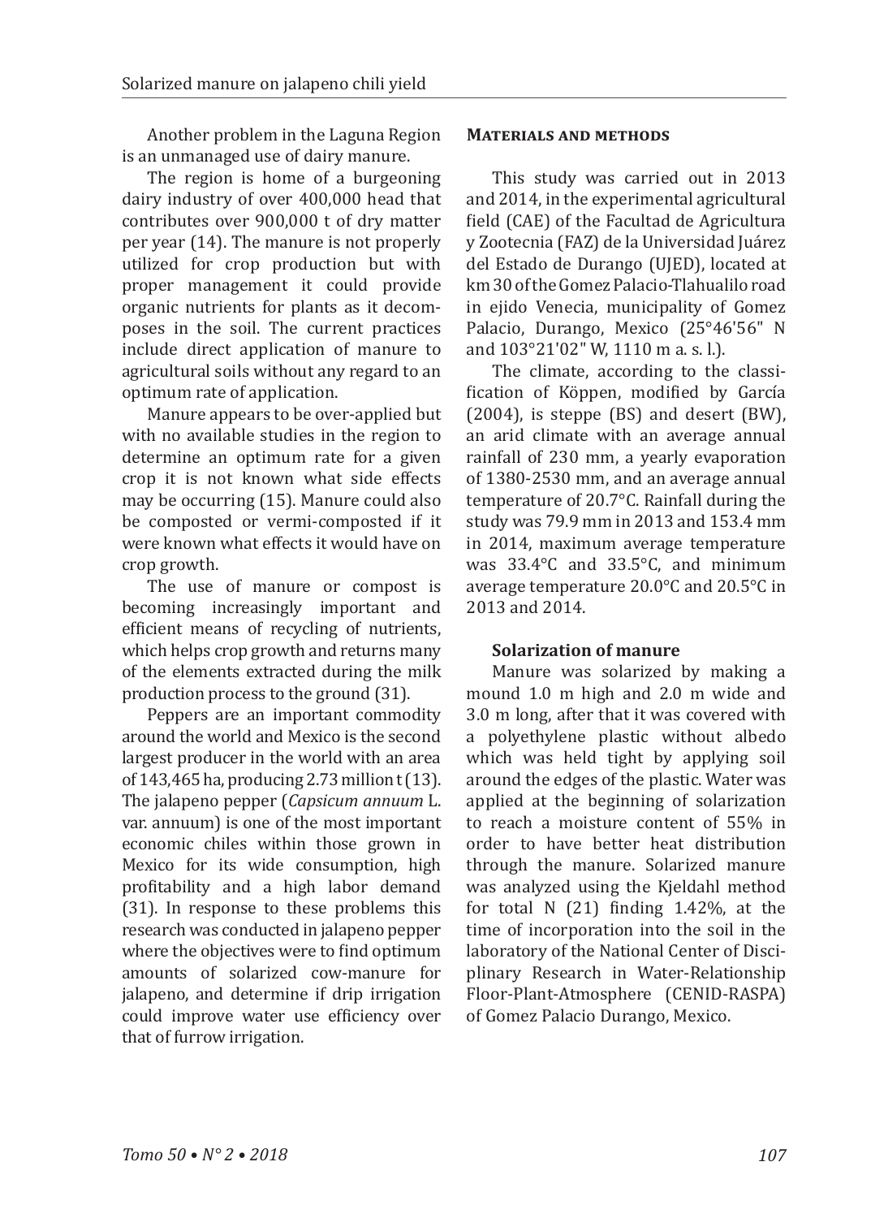Another problem in the Laguna Region is an unmanaged use of dairy manure.

The region is home of a burgeoning dairy industry of over 400,000 head that contributes over 900,000 t of dry matter per year (14). The manure is not properly utilized for crop production but with proper management it could provide organic nutrients for plants as it decomposes in the soil. The current practices include direct application of manure to agricultural soils without any regard to an optimum rate of application.

Manure appears to be over-applied but with no available studies in the region to determine an optimum rate for a given crop it is not known what side effects may be occurring (15). Manure could also be composted or vermi-composted if it were known what effects it would have on crop growth.

The use of manure or compost is becoming increasingly important and efficient means of recycling of nutrients, which helps crop growth and returns many of the elements extracted during the milk production process to the ground (31).

Peppers are an important commodity around the world and Mexico is the second largest producer in the world with an area of 143,465 ha, producing 2.73 million t (13). The jalapeno pepper (*Capsicum annuum* L. var. annuum) is one of the most important economic chiles within those grown in Mexico for its wide consumption, high profitability and a high labor demand (31). In response to these problems this research was conducted in jalapeno pepper where the objectives were to find optimum amounts of solarized cow-manure for jalapeno, and determine if drip irrigation could improve water use efficiency over that of furrow irrigation.

## Materials and methods

This study was carried out in 2013 and 2014, in the experimental agricultural field (CAE) of the Facultad de Agricultura y Zootecnia (FAZ) de la Universidad Juárez del Estado de Durango (UJED), located at km 30 of the Gomez Palacio-Tlahualilo road in ejido Venecia, municipality of Gomez Palacio, Durango, Mexico (25°46'56" N and 103°21'02" W, 1110 m a. s. l.).

The climate, according to the classification of Köppen, modified by García (2004), is steppe (BS) and desert (BW), an arid climate with an average annual rainfall of 230 mm, a yearly evaporation of 1380-2530 mm, and an average annual temperature of 20.7°C. Rainfall during the study was 79.9 mm in 2013 and 153.4 mm in 2014, maximum average temperature was 33.4°C and 33.5°C, and minimum average temperature 20.0°C and 20.5°C in 2013 and 2014.

### Solarization of manure

Manure was solarized by making a mound 1.0 m high and 2.0 m wide and 3.0 m long, after that it was covered with a polyethylene plastic without albedo which was held tight by applying soil around the edges of the plastic. Water was applied at the beginning of solarization to reach a moisture content of 55% in order to have better heat distribution through the manure. Solarized manure was analyzed using the Kjeldahl method for total N (21) finding 1.42%, at the time of incorporation into the soil in the laboratory of the National Center of Disciplinary Research in Water-Relationship Floor-Plant-Atmosphere (CENID-RASPA) of Gomez Palacio Durango, Mexico.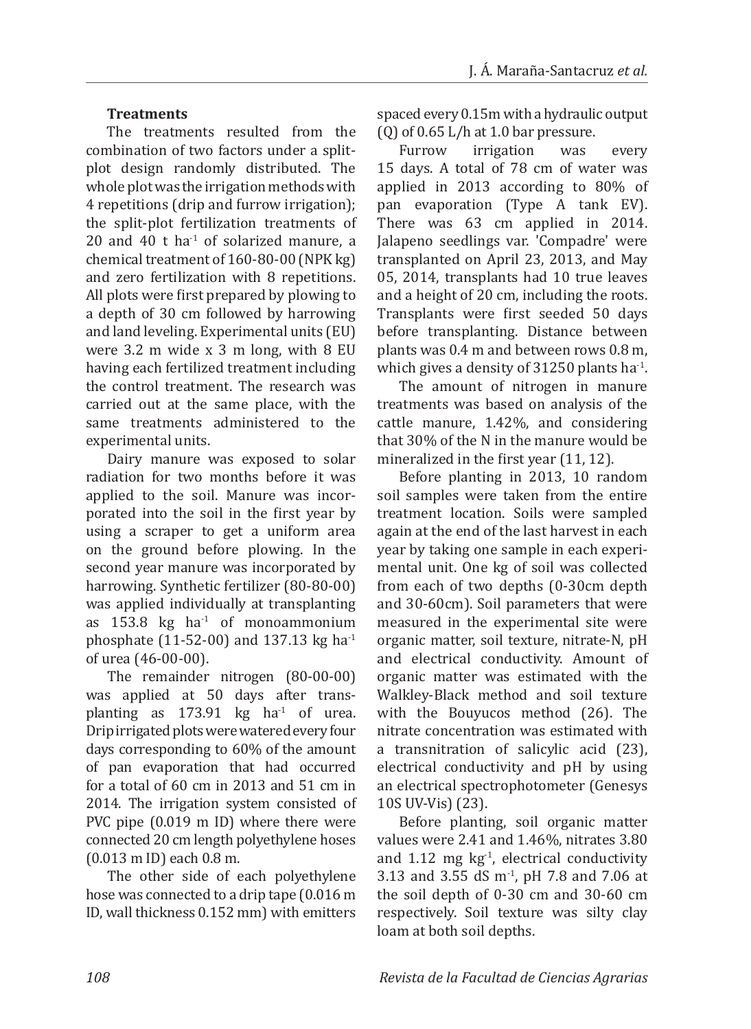### Treatments

The treatments resulted from the combination of two factors under a split-plot design randomly distributed. The whole plot was the irrigation methods with 4 repetitions (drip and furrow irrigation); the split-plot fertilization treatments of 20 and 40 t ha$^{-1}$ of solarized manure, a chemical treatment of 160-80-00 (NPK kg) and zero fertilization with 8 repetitions. All plots were first prepared by plowing to a depth of 30 cm followed by harrowing and land leveling. Experimental units (EU) were 3.2 m wide x 3 m long, with 8 EU having each fertilized treatment including the control treatment. The research was carried out at the same place, with the same treatments administered to the experimental units.

Dairy manure was exposed to solar radiation for two months before it was applied to the soil. Manure was incorporated into the soil in the first year by using a scraper to get a uniform area on the ground before plowing. In the second year manure was incorporated by harrowing. Synthetic fertilizer (80-80-00) was applied individually at transplanting as 153.8 kg ha$^{-1}$ of monoammonium phosphate (11-52-00) and 137.13 kg ha$^{-1}$ of urea (46-00-00).

The remainder nitrogen (80-00-00) was applied at 50 days after transplanting as 173.91 kg ha$^{-1}$ of urea. Drip irrigated plots were watered every four days corresponding to 60% of the amount of pan evaporation that had occurred for a total of 60 cm in 2013 and 51 cm in 2014. The irrigation system consisted of PVC pipe (0.019 m ID) where there were connected 20 cm length polyethylene hoses (0.013 m ID) each 0.8 m.

The other side of each polyethylene hose was connected to a drip tape (0.016 m ID, wall thickness 0.152 mm) with emitters spaced every 0.15m with a hydraulic output (Q) of 0.65 L/h at 1.0 bar pressure.

Furrow irrigation was every 15 days. A total of 78 cm of water was applied in 2013 according to 80% of pan evaporation (Type A tank EV). There was 63 cm applied in 2014. Jalapeno seedlings var. 'Compadre' were transplanted on April 23, 2013, and May 05, 2014, transplants had 10 true leaves and a height of 20 cm, including the roots. Transplants were first seeded 50 days before transplanting. Distance between plants was 0.4 m and between rows 0.8 m, which gives a density of 31250 plants ha$^{-1}$.

The amount of nitrogen in manure treatments was based on analysis of the cattle manure, 1.42%, and considering that 30% of the N in the manure would be mineralized in the first year (11, 12).

Before planting in 2013, 10 random soil samples were taken from the entire treatment location. Soils were sampled again at the end of the last harvest in each year by taking one sample in each experimental unit. One kg of soil was collected from each of two depths (0-30cm depth and 30-60cm). Soil parameters that were measured in the experimental site were organic matter, soil texture, nitrate-N, pH and electrical conductivity. Amount of organic matter was estimated with the Walkley-Black method and soil texture with the Bouyucos method (26). The nitrate concentration was estimated with a transnitration of salicylic acid (23), electrical conductivity and pH by using an electrical spectrophotometer (Genesys 10S UV-Vis) (23).

Before planting, soil organic matter values were 2.41 and 1.46%, nitrates 3.80 and 1.12 mg kg$^{-1}$, electrical conductivity 3.13 and 3.55 dS m$^{-1}$, pH 7.8 and 7.06 at the soil depth of 0-30 cm and 30-60 cm respectively. Soil texture was silty clay loam at both soil depths.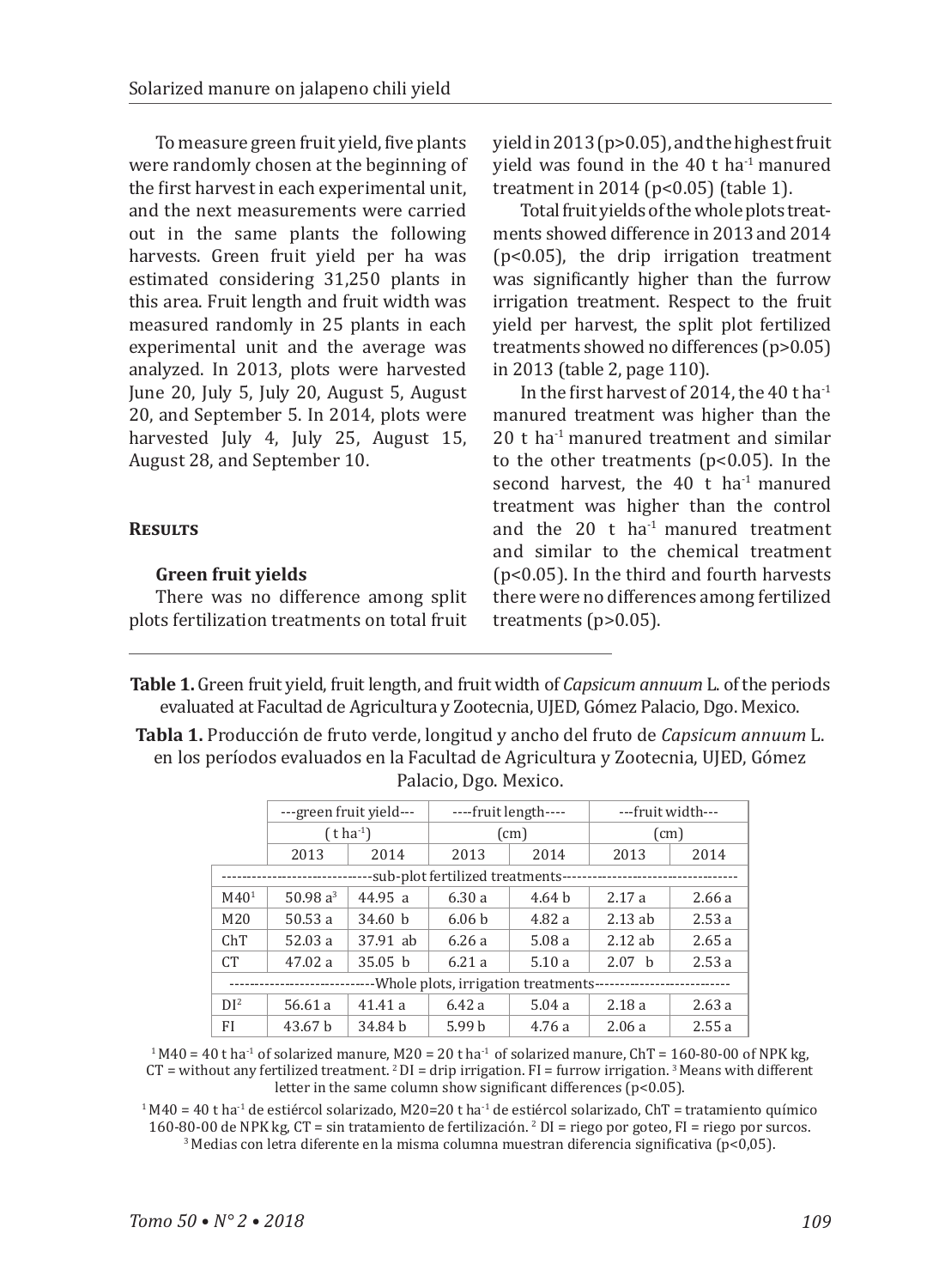To measure green fruit yield, five plants were randomly chosen at the beginning of the first harvest in each experimental unit, and the next measurements were carried out in the same plants the following harvests. Green fruit yield per ha was estimated considering 31,250 plants in this area. Fruit length and fruit width was measured randomly in 25 plants in each experimental unit and the average was analyzed. In 2013, plots were harvested June 20, July 5, July 20, August 5, August 20, and September 5. In 2014, plots were harvested July 4, July 25, August 15, August 28, and September 10.

## Results

### Green fruit yields

There was no difference among split plots fertilization treatments on total fruit yield in 2013 ($p>0.05$), and the highest fruit yield was found in the 40 t ha$^{-1}$ manured treatment in 2014 ($p<0.05$) (table 1).

Total fruit yields of the whole plots treatments showed difference in 2013 and 2014 ($p<0.05$), the drip irrigation treatment was significantly higher than the furrow irrigation treatment. Respect to the fruit yield per harvest, the split plot fertilized treatments showed no differences ($p>0.05$) in 2013 (table 2, page 110).

In the first harvest of 2014, the 40 t ha$^{-1}$ manured treatment was higher than the 20 t ha$^{-1}$ manured treatment and similar to the other treatments ($p<0.05$). In the second harvest, the 40 t ha$^{-1}$ manured treatment was higher than the control and the 20 t ha$^{-1}$ manured treatment and similar to the chemical treatment ($p<0.05$). In the third and fourth harvests there were no differences among fertilized treatments ($p>0.05$).

**Table 1.** Green fruit yield, fruit length, and fruit width of *Capsicum annuum* L. of the periods evaluated at Facultad de Agricultura y Zootecnia, UJED, Gómez Palacio, Dgo. Mexico.

**Tabla 1.** Producción de fruto verde, longitud y ancho del fruto de *Capsicum annuum* L. en los períodos evaluados en la Facultad de Agricultura y Zootecnia, UJED, Gómez Palacio, Dgo. Mexico.

| | green fruit yield (t ha$^{-1}$) | | fruit length (cm) | | fruit width (cm) | |
|---|---|---|---|---|---|---|
| | 2013 | 2014 | 2013 | 2014 | 2013 | 2014 |
| **sub-plot fertilized treatments** | | | | | | |
| M40[1] | 50.98 a[3] | 44.95 a | 6.30 a | 4.64 b | 2.17 a | 2.66 a |
| M20 | 50.53 a | 34.60 b | 6.06 b | 4.82 a | 2.13 ab | 2.53 a |
| ChT | 52.03 a | 37.91 ab | 6.26 a | 5.08 a | 2.12 ab | 2.65 a |
| CT | 47.02 a | 35.05 b | 6.21 a | 5.10 a | 2.07 b | 2.53 a |
| **Whole plots, irrigation treatments** | | | | | | |
| DI[2] | 56.61 a | 41.41 a | 6.42 a | 5.04 a | 2.18 a | 2.63 a |
| FI | 43.67 b | 34.84 b | 5.99 b | 4.76 a | 2.06 a | 2.55 a |

[1] M40 = 40 t ha$^{-1}$ of solarized manure, M20 = 20 t ha$^{-1}$ of solarized manure, ChT = 160-80-00 of NPK kg, CT = without any fertilized treatment. [2] DI = drip irrigation. FI = furrow irrigation. [3] Means with different letter in the same column show significant differences ($p<0.05$).

[1] M40 = 40 t ha$^{-1}$ de estiércol solarizado, M20=20 t ha$^{-1}$ de estiércol solarizado, ChT = tratamiento químico 160-80-00 de NPK kg, CT = sin tratamiento de fertilización. [2] DI = riego por goteo, FI = riego por surcos. [3] Medias con letra diferente en la misma columna muestran diferencia significativa ($p<0,05$).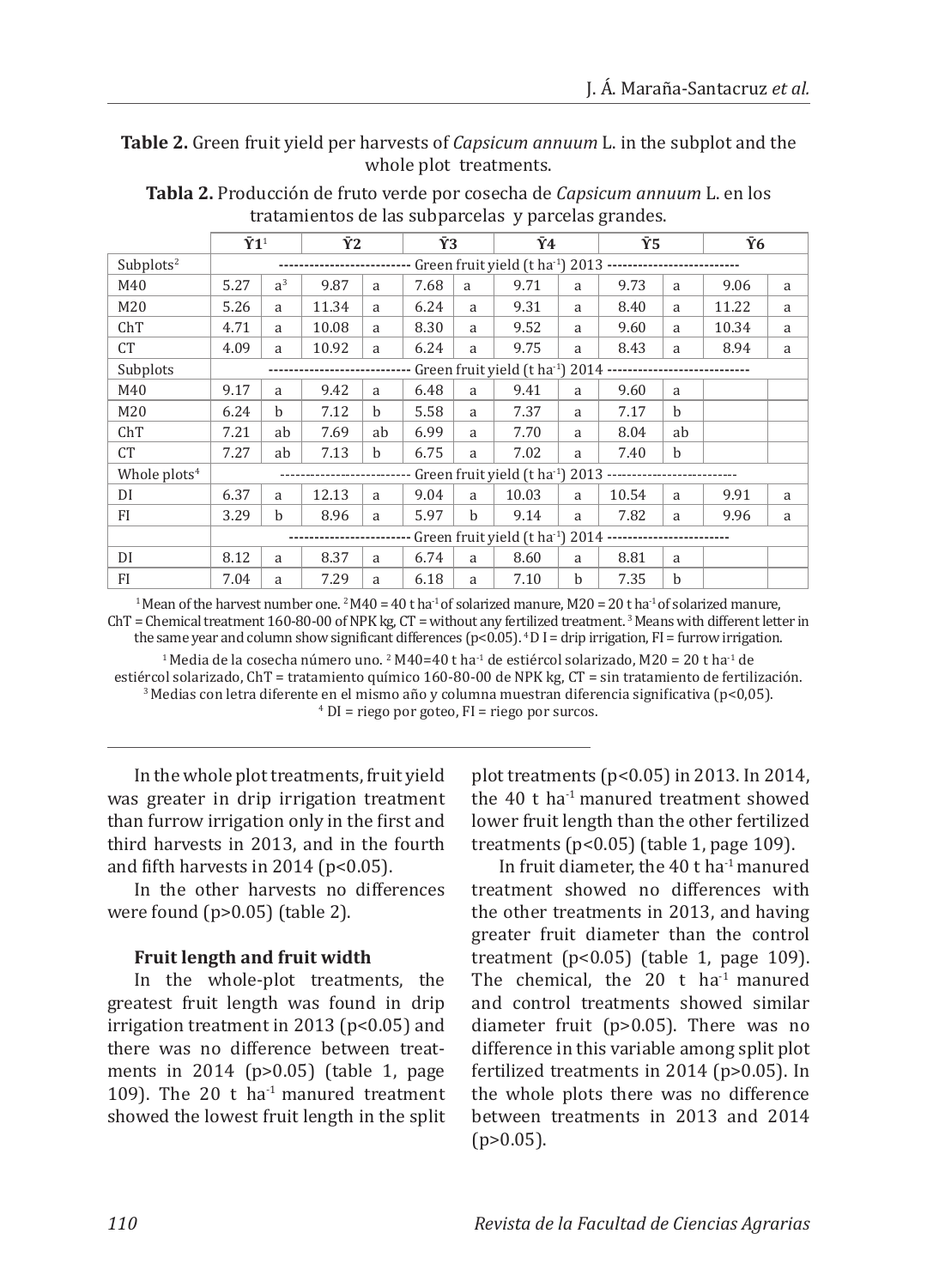**Table 2.** Green fruit yield per harvests of *Capsicum annuum* L. in the subplot and the whole plot treatments.

**Tabla 2.** Producción de fruto verde por cosecha de *Capsicum annuum* L. en los tratamientos de las subparcelas y parcelas grandes.

| | $\bar{Y}1$[1] | | $\bar{Y}2$ | | $\bar{Y}3$ | | $\bar{Y}4$ | | $\bar{Y}5$ | | $\bar{Y}6$ | |
|---|---|---|---|---|---|---|---|---|---|---|---|---|
| Subplots[2] | Green fruit yield (t ha$^{-1}$) 2013 | | | | | | | | | | | |
| M40 | 5.27 | a[3] | 9.87 | a | 7.68 | a | 9.71 | a | 9.73 | a | 9.06 | a |
| M20 | 5.26 | a | 11.34 | a | 6.24 | a | 9.31 | a | 8.40 | a | 11.22 | a |
| ChT | 4.71 | a | 10.08 | a | 8.30 | a | 9.52 | a | 9.60 | a | 10.34 | a |
| CT | 4.09 | a | 10.92 | a | 6.24 | a | 9.75 | a | 8.43 | a | 8.94 | a |
| Subplots | Green fruit yield (t ha$^{-1}$) 2014 | | | | | | | | | | | |
| M40 | 9.17 | a | 9.42 | a | 6.48 | a | 9.41 | a | 9.60 | a | | |
| M20 | 6.24 | b | 7.12 | b | 5.58 | a | 7.37 | a | 7.17 | b | | |
| ChT | 7.21 | ab | 7.69 | ab | 6.99 | a | 7.70 | a | 8.04 | ab | | |
| CT | 7.27 | ab | 7.13 | b | 6.75 | a | 7.02 | a | 7.40 | b | | |
| Whole plots[4] | Green fruit yield (t ha$^{-1}$) 2013 | | | | | | | | | | | |
| DI | 6.37 | a | 12.13 | a | 9.04 | a | 10.03 | a | 10.54 | a | 9.91 | a |
| FI | 3.29 | b | 8.96 | a | 5.97 | b | 9.14 | a | 7.82 | a | 9.96 | a |
| | Green fruit yield (t ha$^{-1}$) 2014 | | | | | | | | | | | |
| DI | 8.12 | a | 8.37 | a | 6.74 | a | 8.60 | a | 8.81 | a | | |
| FI | 7.04 | a | 7.29 | a | 6.18 | a | 7.10 | b | 7.35 | b | | |

[1] Mean of the harvest number one. [2] M40 = 40 t ha$^{-1}$ of solarized manure, M20 = 20 t ha$^{-1}$ of solarized manure, ChT = Chemical treatment 160-80-00 of NPK kg, CT = without any fertilized treatment. [3] Means with different letter in the same year and column show significant differences ($p<0.05$). [4] D I = drip irrigation, FI = furrow irrigation.

[1] Media de la cosecha número uno. [2] M40=40 t ha$^{-1}$ de estiércol solarizado, M20 = 20 t ha$^{-1}$ de estiércol solarizado, ChT = tratamiento químico 160-80-00 de NPK kg, CT = sin tratamiento de fertilización. [3] Medias con letra diferente en el mismo año y columna muestran diferencia significativa ($p<0,05$). [4] DI = riego por goteo, FI = riego por surcos.

In the whole plot treatments, fruit yield was greater in drip irrigation treatment than furrow irrigation only in the first and third harvests in 2013, and in the fourth and fifth harvests in 2014 ($p<0.05$).

In the other harvests no differences were found ($p>0.05$) (table 2).

**Fruit length and fruit width**

In the whole-plot treatments, the greatest fruit length was found in drip irrigation treatment in 2013 ($p<0.05$) and there was no difference between treatments in 2014 ($p>0.05$) (table 1, page 109). The 20 t ha$^{-1}$ manured treatment showed the lowest fruit length in the split plot treatments ($p<0.05$) in 2013. In 2014, the 40 t ha$^{-1}$ manured treatment showed lower fruit length than the other fertilized treatments ($p<0.05$) (table 1, page 109).

In fruit diameter, the 40 t ha$^{-1}$ manured treatment showed no differences with the other treatments in 2013, and having greater fruit diameter than the control treatment ($p<0.05$) (table 1, page 109). The chemical, the 20 t ha$^{-1}$ manured and control treatments showed similar diameter fruit ($p>0.05$). There was no difference in this variable among split plot fertilized treatments in 2014 ($p>0.05$). In the whole plots there was no difference between treatments in 2013 and 2014 ($p>0.05$).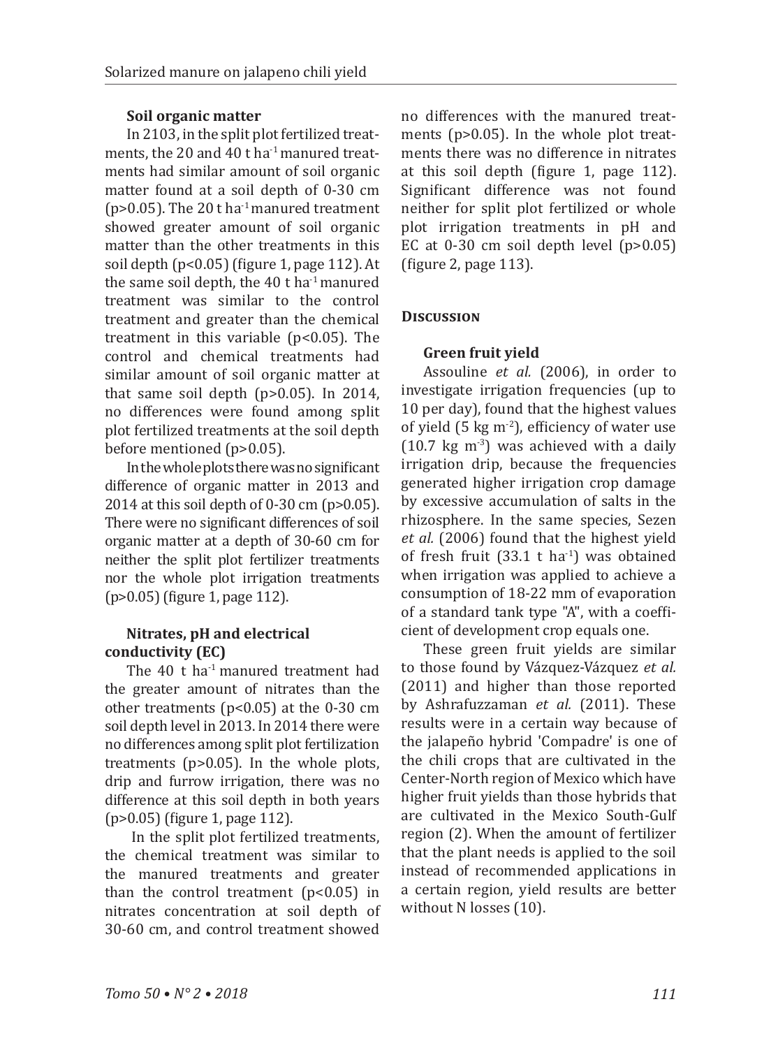### Soil organic matter

In 2103, in the split plot fertilized treatments, the 20 and 40 t $ha^{-1}$ manured treatments had similar amount of soil organic matter found at a soil depth of 0-30 cm ($p>0.05$). The 20 t $ha^{-1}$ manured treatment showed greater amount of soil organic matter than the other treatments in this soil depth ($p<0.05$) (figure 1, page 112). At the same soil depth, the 40 t $ha^{-1}$ manured treatment was similar to the control treatment and greater than the chemical treatment in this variable ($p<0.05$). The control and chemical treatments had similar amount of soil organic matter at that same soil depth ($p>0.05$). In 2014, no differences were found among split plot fertilized treatments at the soil depth before mentioned ($p>0.05$).

In the whole plots there was no significant difference of organic matter in 2013 and 2014 at this soil depth of 0-30 cm ($p>0.05$). There were no significant differences of soil organic matter at a depth of 30-60 cm for neither the split plot fertilizer treatments nor the whole plot irrigation treatments ($p>0.05$) (figure 1, page 112).

### Nitrates, pH and electrical conductivity (EC)

The 40 t $ha^{-1}$ manured treatment had the greater amount of nitrates than the other treatments ($p<0.05$) at the 0-30 cm soil depth level in 2013. In 2014 there were no differences among split plot fertilization treatments ($p>0.05$). In the whole plots, drip and furrow irrigation, there was no difference at this soil depth in both years ($p>0.05$) (figure 1, page 112).

In the split plot fertilized treatments, the chemical treatment was similar to the manured treatments and greater than the control treatment ($p<0.05$) in nitrates concentration at soil depth of 30-60 cm, and control treatment showed no differences with the manured treatments ($p>0.05$). In the whole plot treatments there was no difference in nitrates at this soil depth (figure 1, page 112). Significant difference was not found neither for split plot fertilized or whole plot irrigation treatments in pH and EC at 0-30 cm soil depth level ($p>0.05$) (figure 2, page 113).

## Discussion

### Green fruit yield

Assouline *et al.* (2006), in order to investigate irrigation frequencies (up to 10 per day), found that the highest values of yield (5 kg $m^{-2}$), efficiency of water use (10.7 kg $m^{-3}$) was achieved with a daily irrigation drip, because the frequencies generated higher irrigation crop damage by excessive accumulation of salts in the rhizosphere. In the same species, Sezen *et al.* (2006) found that the highest yield of fresh fruit (33.1 t $ha^{-1}$) was obtained when irrigation was applied to achieve a consumption of 18-22 mm of evaporation of a standard tank type "A", with a coefficient of development crop equals one.

These green fruit yields are similar to those found by Vázquez-Vázquez *et al.* (2011) and higher than those reported by Ashrafuzzaman *et al.* (2011). These results were in a certain way because of the jalapeño hybrid 'Compadre' is one of the chili crops that are cultivated in the Center-North region of Mexico which have higher fruit yields than those hybrids that are cultivated in the Mexico South-Gulf region (2). When the amount of fertilizer that the plant needs is applied to the soil instead of recommended applications in a certain region, yield results are better without N losses (10).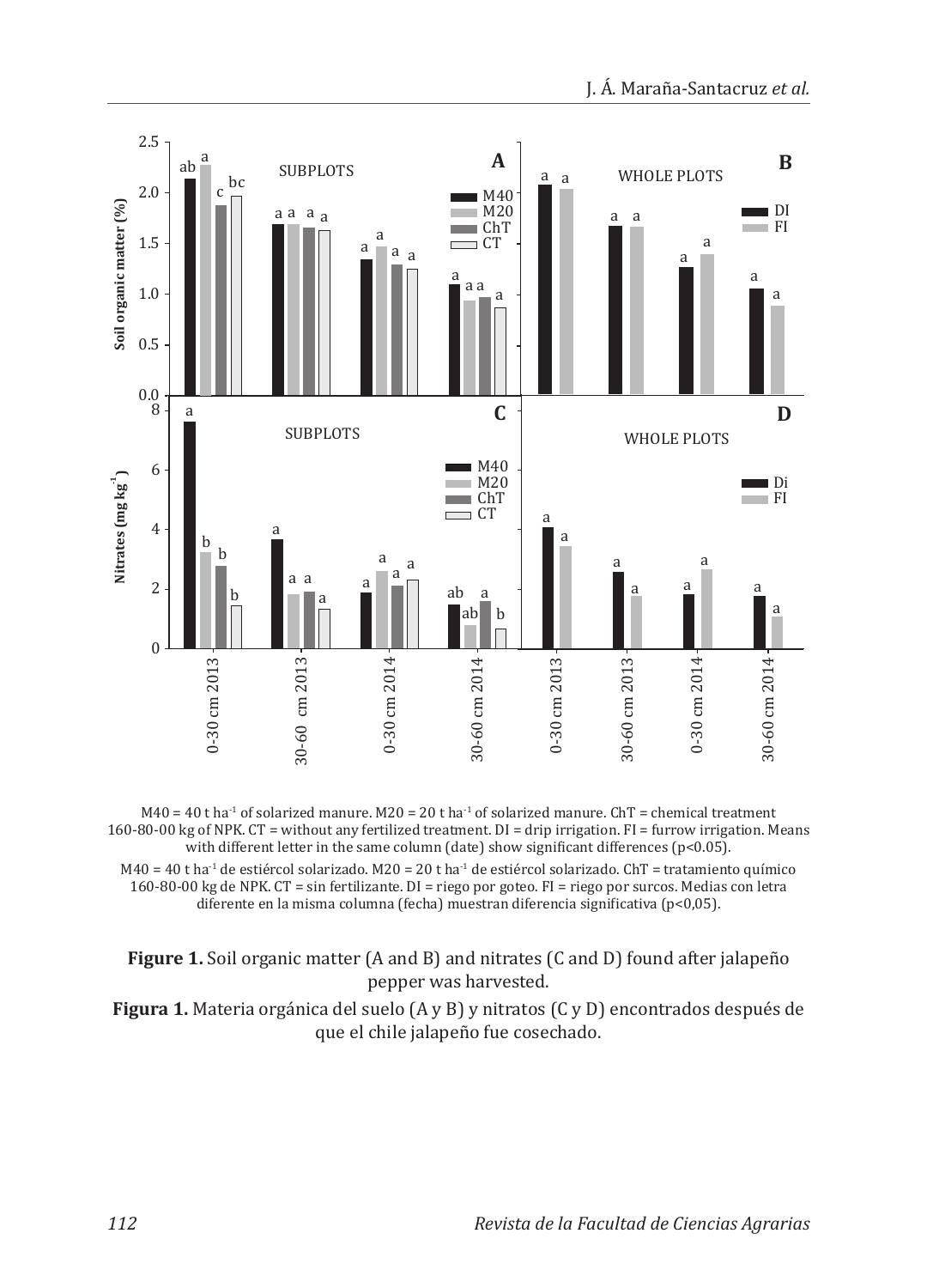M40 = 40 t ha$^{-1}$ of solarized manure. M20 = 20 t ha$^{-1}$ of solarized manure. ChT = chemical treatment 160-80-00 kg of NPK. CT = without any fertilized treatment. DI = drip irrigation. FI = furrow irrigation. Means with different letter in the same column (date) show significant differences (p<0.05).

M40 = 40 t ha$^{-1}$ de estiércol solarizado. M20 = 20 t ha$^{-1}$ de estiércol solarizado. ChT = tratamiento químico 160-80-00 kg de NPK. CT = sin fertilizante. DI = riego por goteo. FI = riego por surcos. Medias con letra diferente en la misma columna (fecha) muestran diferencia significativa (p<0,05).

**Figure 1.** Soil organic matter (A and B) and nitrates (C and D) found after jalapeño pepper was harvested.

**Figura 1.** Materia orgánica del suelo (A y B) y nitratos (C y D) encontrados después de que el chile jalapeño fue cosechado.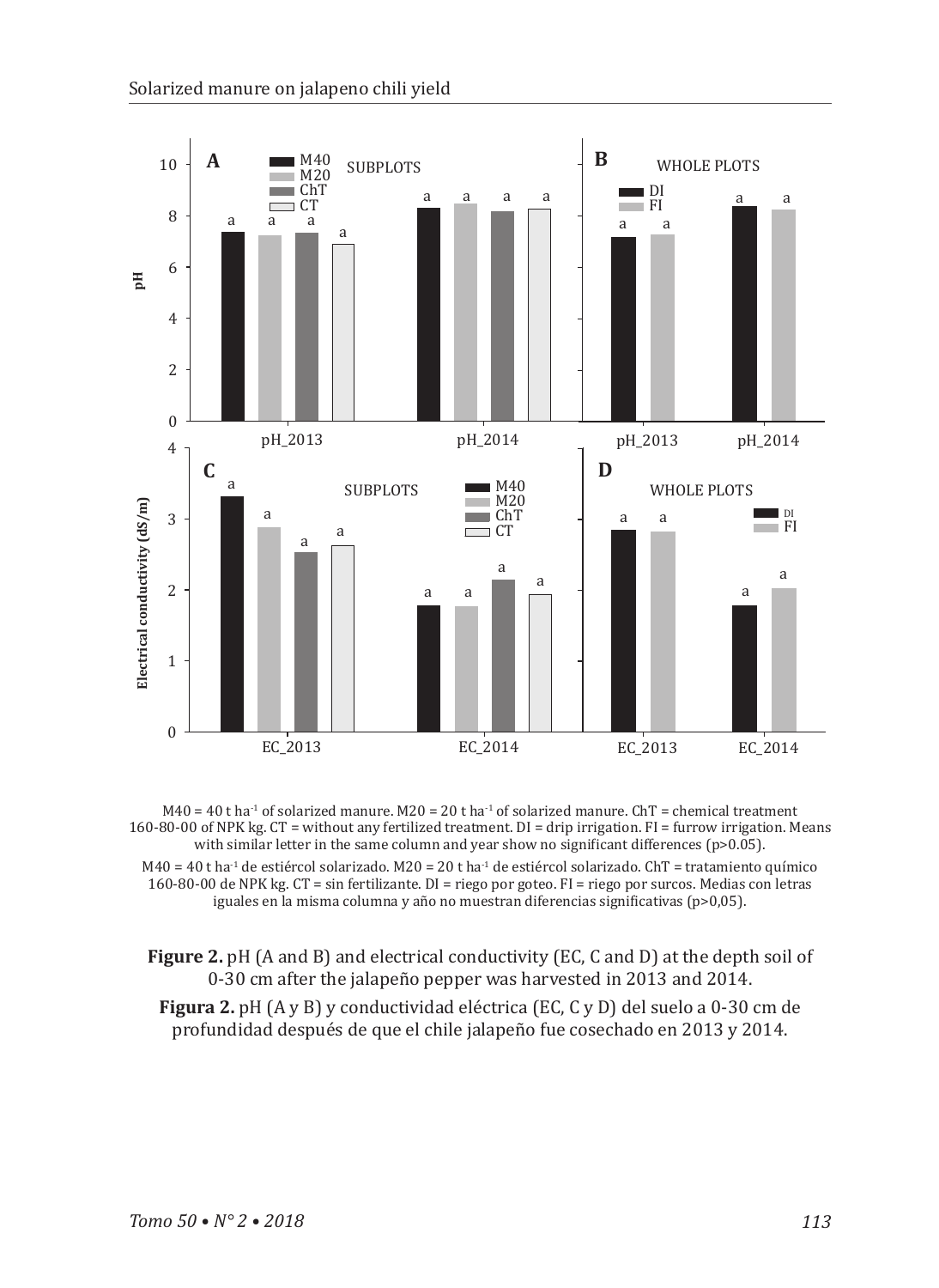M40 = 40 t ha$^{-1}$ of solarized manure. M20 = 20 t ha$^{-1}$ of solarized manure. ChT = chemical treatment 160-80-00 of NPK kg. CT = without any fertilized treatment. DI = drip irrigation. FI = furrow irrigation. Means with similar letter in the same column and year show no significant differences (p>0.05).

M40 = 40 t ha$^{-1}$ de estiércol solarizado. M20 = 20 t ha$^{-1}$ de estiércol solarizado. ChT = tratamiento químico 160-80-00 de NPK kg. CT = sin fertilizante. DI = riego por goteo. FI = riego por surcos. Medias con letras iguales en la misma columna y año no muestran diferencias significativas (p>0,05).

**Figure 2.** pH (A and B) and electrical conductivity (EC, C and D) at the depth soil of 0-30 cm after the jalapeño pepper was harvested in 2013 and 2014.

**Figura 2.** pH (A y B) y conductividad eléctrica (EC, C y D) del suelo a 0-30 cm de profundidad después de que el chile jalapeño fue cosechado en 2013 y 2014.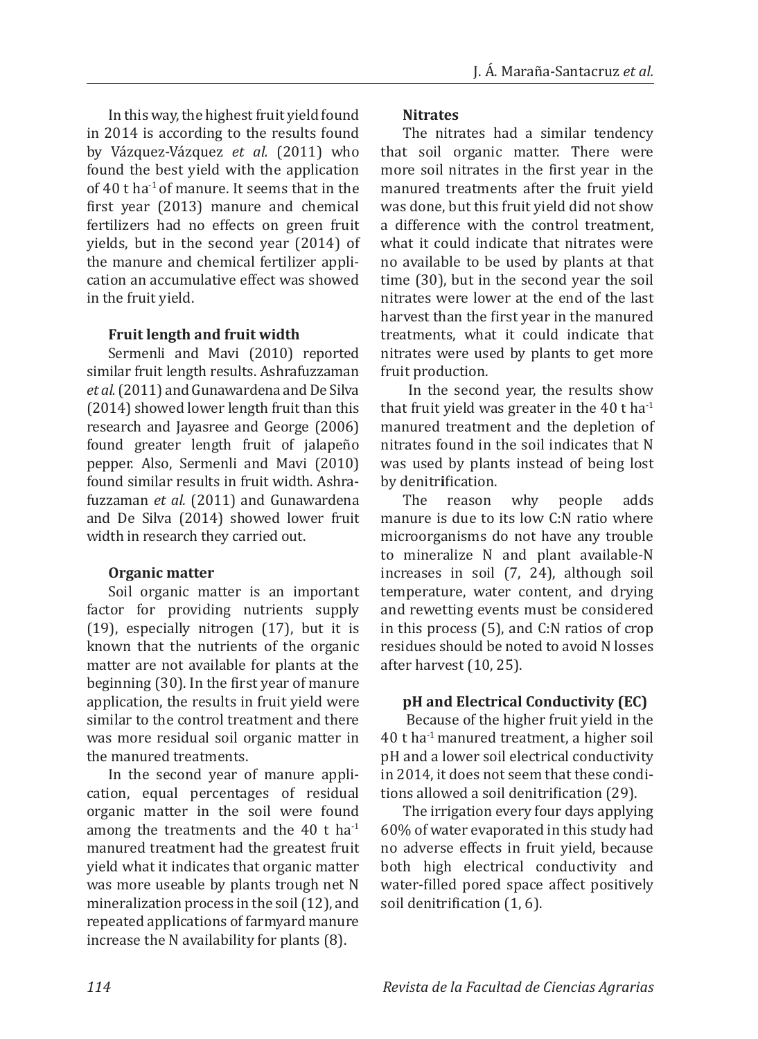In this way, the highest fruit yield found in 2014 is according to the results found by Vázquez-Vázquez *et al.* (2011) who found the best yield with the application of 40 t ha$^{-1}$ of manure. It seems that in the first year (2013) manure and chemical fertilizers had no effects on green fruit yields, but in the second year (2014) of the manure and chemical fertilizer application an accumulative effect was showed in the fruit yield.

### Fruit length and fruit width

Sermenli and Mavi (2010) reported similar fruit length results. Ashrafuzzaman *et al.* (2011) and Gunawardena and De Silva (2014) showed lower length fruit than this research and Jayasree and George (2006) found greater length fruit of jalapeño pepper. Also, Sermenli and Mavi (2010) found similar results in fruit width. Ashrafuzzaman *et al.* (2011) and Gunawardena and De Silva (2014) showed lower fruit width in research they carried out.

### Organic matter

Soil organic matter is an important factor for providing nutrients supply (19), especially nitrogen (17), but it is known that the nutrients of the organic matter are not available for plants at the beginning (30). In the first year of manure application, the results in fruit yield were similar to the control treatment and there was more residual soil organic matter in the manured treatments.

In the second year of manure application, equal percentages of residual organic matter in the soil were found among the treatments and the 40 t ha$^{-1}$ manured treatment had the greatest fruit yield what it indicates that organic matter was more useable by plants trough net N mineralization process in the soil (12), and repeated applications of farmyard manure increase the N availability for plants (8).

### Nitrates

The nitrates had a similar tendency that soil organic matter. There were more soil nitrates in the first year in the manured treatments after the fruit yield was done, but this fruit yield did not show a difference with the control treatment, what it could indicate that nitrates were no available to be used by plants at that time (30), but in the second year the soil nitrates were lower at the end of the last harvest than the first year in the manured treatments, what it could indicate that nitrates were used by plants to get more fruit production.

In the second year, the results show that fruit yield was greater in the 40 t ha$^{-1}$ manured treatment and the depletion of nitrates found in the soil indicates that N was used by plants instead of being lost by denitri**f**ication.

The reason why people adds manure is due to its low C:N ratio where microorganisms do not have any trouble to mineralize N and plant available-N increases in soil (7, 24), although soil temperature, water content, and drying and rewetting events must be considered in this process (5), and C:N ratios of crop residues should be noted to avoid N losses after harvest (10, 25).

### pH and Electrical Conductivity (EC)

Because of the higher fruit yield in the 40 t ha$^{-1}$ manured treatment, a higher soil pH and a lower soil electrical conductivity in 2014, it does not seem that these conditions allowed a soil denitrification (29).

The irrigation every four days applying 60% of water evaporated in this study had no adverse effects in fruit yield, because both high electrical conductivity and water-filled pored space affect positively soil denitrification (1, 6).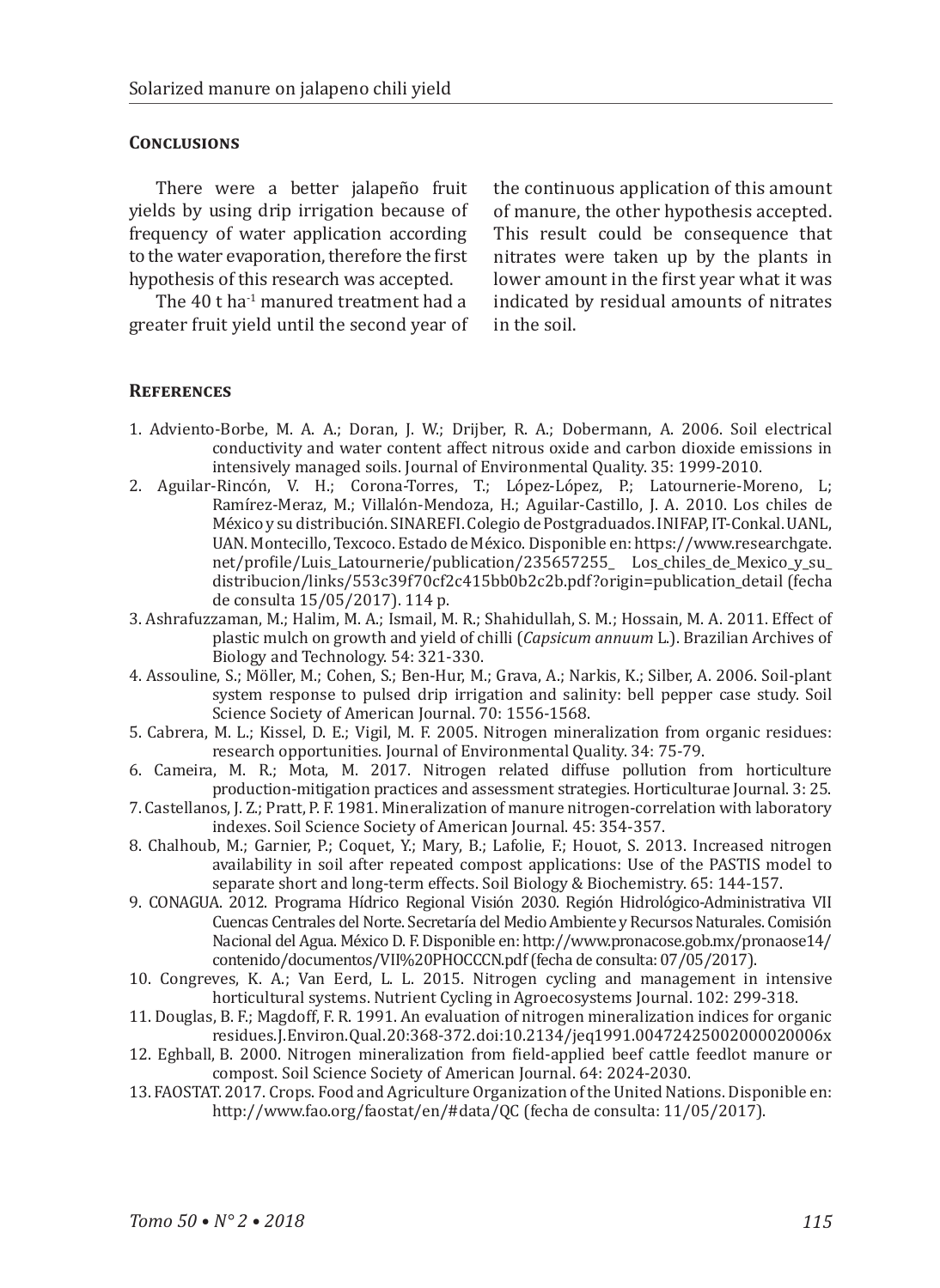## Conclusions

There were a better jalapeño fruit yields by using drip irrigation because of frequency of water application according to the water evaporation, therefore the first hypothesis of this research was accepted.

The 40 t $ha^{-1}$ manured treatment had a greater fruit yield until the second year of the continuous application of this amount of manure, the other hypothesis accepted. This result could be consequence that nitrates were taken up by the plants in lower amount in the first year what it was indicated by residual amounts of nitrates in the soil.

## References

1. Adviento-Borbe, M. A. A.; Doran, J. W.; Drijber, R. A.; Dobermann, A. 2006. Soil electrical conductivity and water content affect nitrous oxide and carbon dioxide emissions in intensively managed soils. Journal of Environmental Quality. 35: 1999-2010.
2. Aguilar-Rincón, V. H.; Corona-Torres, T.; López-López, P.; Latournerie-Moreno, L; Ramírez-Meraz, M.; Villalón-Mendoza, H.; Aguilar-Castillo, J. A. 2010. Los chiles de México y su distribución. SINAREFI. Colegio de Postgraduados. INIFAP, IT-Conkal. UANL, UAN. Montecillo, Texcoco. Estado de México. Disponible en: https://www.researchgate.net/profile/Luis_Latournerie/publication/235657255_ Los_chiles_de_Mexico_y_su_distribucion/links/553c39f70cf2c415bb0b2c2b.pdf?origin=publication_detail (fecha de consulta 15/05/2017). 114 p.
3. Ashrafuzzaman, M.; Halim, M. A.; Ismail, M. R.; Shahidullah, S. M.; Hossain, M. A. 2011. Effect of plastic mulch on growth and yield of chilli (*Capsicum annuum* L.). Brazilian Archives of Biology and Technology. 54: 321-330.
4. Assouline, S.; Möller, M.; Cohen, S.; Ben-Hur, M.; Grava, A.; Narkis, K.; Silber, A. 2006. Soil-plant system response to pulsed drip irrigation and salinity: bell pepper case study. Soil Science Society of American Journal. 70: 1556-1568.
5. Cabrera, M. L.; Kissel, D. E.; Vigil, M. F. 2005. Nitrogen mineralization from organic residues: research opportunities. Journal of Environmental Quality. 34: 75-79.
6. Cameira, M. R.; Mota, M. 2017. Nitrogen related diffuse pollution from horticulture production-mitigation practices and assessment strategies. Horticulturae Journal. 3: 25.
7. Castellanos, J. Z.; Pratt, P. F. 1981. Mineralization of manure nitrogen-correlation with laboratory indexes. Soil Science Society of American Journal. 45: 354-357.
8. Chalhoub, M.; Garnier, P.; Coquet, Y.; Mary, B.; Lafolie, F.; Houot, S. 2013. Increased nitrogen availability in soil after repeated compost applications: Use of the PASTIS model to separate short and long-term effects. Soil Biology & Biochemistry. 65: 144-157.
9. CONAGUA. 2012. Programa Hídrico Regional Visión 2030. Región Hidrológico-Administrativa VII Cuencas Centrales del Norte. Secretaría del Medio Ambiente y Recursos Naturales. Comisión Nacional del Agua. México D. F. Disponible en: http://www.pronacose.gob.mx/pronaose14/contenido/documentos/VII%20PHOCCCN.pdf (fecha de consulta: 07/05/2017).
10. Congreves, K. A.; Van Eerd, L. L. 2015. Nitrogen cycling and management in intensive horticultural systems. Nutrient Cycling in Agroecosystems Journal. 102: 299-318.
11. Douglas, B. F.; Magdoff, F. R. 1991. An evaluation of nitrogen mineralization indices for organic residues. J. Environ. Qual. 20:368-372. doi:10.2134/jeq1991.00472425002000020006x
12. Eghball, B. 2000. Nitrogen mineralization from field-applied beef cattle feedlot manure or compost. Soil Science Society of American Journal. 64: 2024-2030.
13. FAOSTAT. 2017. Crops. Food and Agriculture Organization of the United Nations. Disponible en: http://www.fao.org/faostat/en/#data/QC (fecha de consulta: 11/05/2017).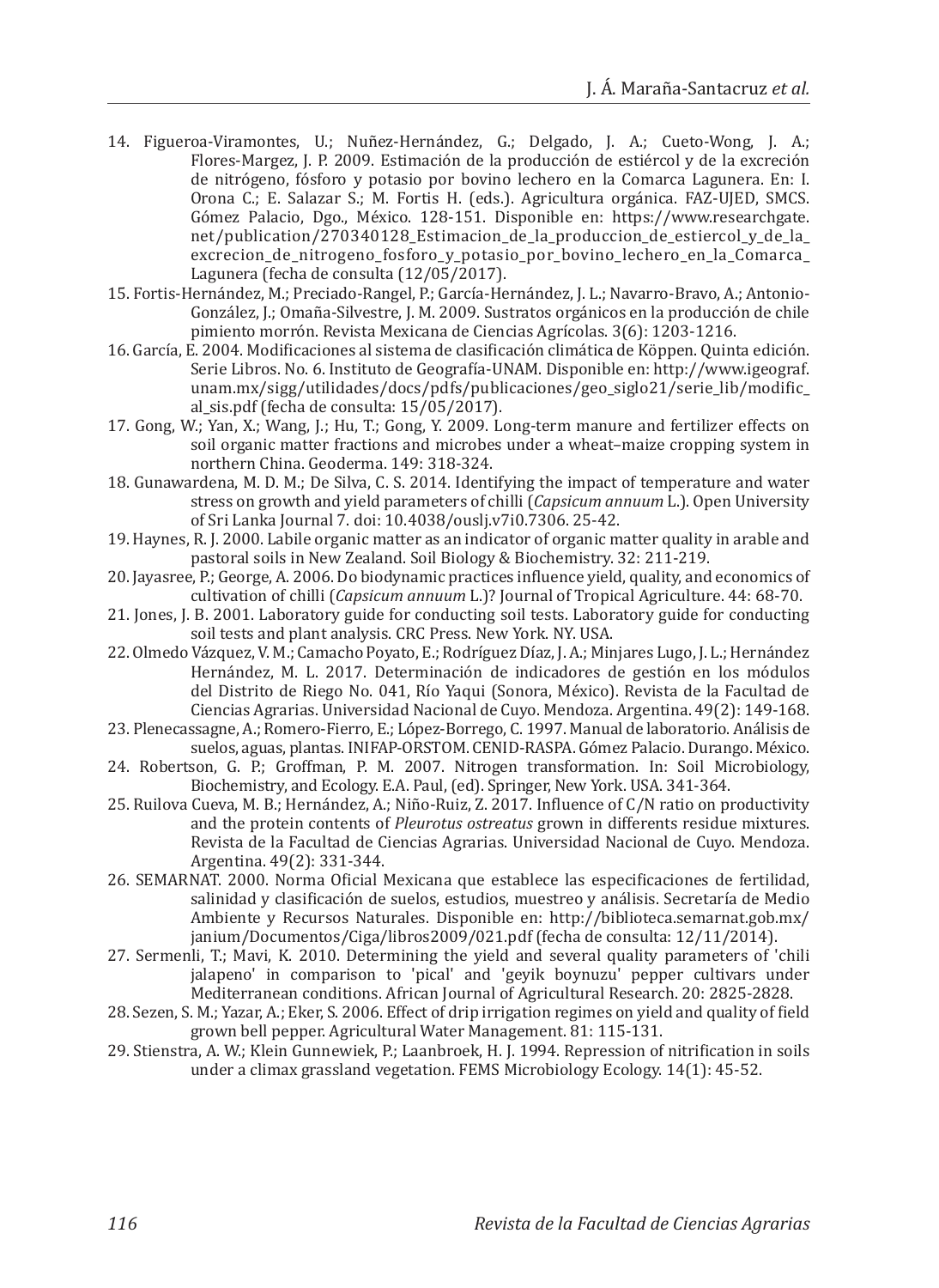14. Figueroa-Viramontes, U.; Nuñez-Hernández, G.; Delgado, J. A.; Cueto-Wong, J. A.; Flores-Margez, J. P. 2009. Estimación de la producción de estiércol y de la excreción de nitrógeno, fósforo y potasio por bovino lechero en la Comarca Lagunera. En: I. Orona C.; E. Salazar S.; M. Fortis H. (eds.). Agricultura orgánica. FAZ-UJED, SMCS. Gómez Palacio, Dgo., México. 128-151. Disponible en: https://www.researchgate.net/publication/270340128_Estimacion_de_la_produccion_de_estiercol_y_de_la_excrecion_de_nitrogeno_fosforo_y_potasio_por_bovino_lechero_en_la_Comarca_Lagunera (fecha de consulta (12/05/2017).
15. Fortis-Hernández, M.; Preciado-Rangel, P.; García-Hernández, J. L.; Navarro-Bravo, A.; Antonio-González, J.; Omaña-Silvestre, J. M. 2009. Sustratos orgánicos en la producción de chile pimiento morrón. Revista Mexicana de Ciencias Agrícolas. 3(6): 1203-1216.
16. García, E. 2004. Modificaciones al sistema de clasificación climática de Köppen. Quinta edición. Serie Libros. No. 6. Instituto de Geografía-UNAM. Disponible en: http://www.igeograf.unam.mx/sigg/utilidades/docs/pdfs/publicaciones/geo_siglo21/serie_lib/modific_al_sis.pdf (fecha de consulta: 15/05/2017).
17. Gong, W.; Yan, X.; Wang, J.; Hu, T.; Gong, Y. 2009. Long-term manure and fertilizer effects on soil organic matter fractions and microbes under a wheat–maize cropping system in northern China. Geoderma. 149: 318-324.
18. Gunawardena, M. D. M.; De Silva, C. S. 2014. Identifying the impact of temperature and water stress on growth and yield parameters of chilli (*Capsicum annuum* L.). Open University of Sri Lanka Journal 7. doi: 10.4038/ouslj.v7i0.7306. 25-42.
19. Haynes, R. J. 2000. Labile organic matter as an indicator of organic matter quality in arable and pastoral soils in New Zealand. Soil Biology & Biochemistry. 32: 211-219.
20. Jayasree, P.; George, A. 2006. Do biodynamic practices influence yield, quality, and economics of cultivation of chilli (*Capsicum annuum* L.)? Journal of Tropical Agriculture. 44: 68-70.
21. Jones, J. B. 2001. Laboratory guide for conducting soil tests. Laboratory guide for conducting soil tests and plant analysis. CRC Press. New York. NY. USA.
22. Olmedo Vázquez, V. M.; Camacho Poyato, E.; Rodríguez Díaz, J. A.; Minjares Lugo, J. L.; Hernández Hernández, M. L. 2017. Determinación de indicadores de gestión en los módulos del Distrito de Riego No. 041, Río Yaqui (Sonora, México). Revista de la Facultad de Ciencias Agrarias. Universidad Nacional de Cuyo. Mendoza. Argentina. 49(2): 149-168.
23. Plenecassagne, A.; Romero-Fierro, E.; López-Borrego, C. 1997. Manual de laboratorio. Análisis de suelos, aguas, plantas. INIFAP-ORSTOM. CENID-RASPA. Gómez Palacio. Durango. México.
24. Robertson, G. P.; Groffman, P. M. 2007. Nitrogen transformation. In: Soil Microbiology, Biochemistry, and Ecology. E.A. Paul, (ed). Springer, New York. USA. 341-364.
25. Ruilova Cueva, M. B.; Hernández, A.; Niño-Ruiz, Z. 2017. Influence of C/N ratio on productivity and the protein contents of *Pleurotus ostreatus* grown in differents residue mixtures. Revista de la Facultad de Ciencias Agrarias. Universidad Nacional de Cuyo. Mendoza. Argentina. 49(2): 331-344.
26. SEMARNAT. 2000. Norma Oficial Mexicana que establece las especificaciones de fertilidad, salinidad y clasificación de suelos, estudios, muestreo y análisis. Secretaría de Medio Ambiente y Recursos Naturales. Disponible en: http://biblioteca.semarnat.gob.mx/janium/Documentos/Ciga/libros2009/021.pdf (fecha de consulta: 12/11/2014).
27. Sermenli, T.; Mavi, K. 2010. Determining the yield and several quality parameters of 'chili jalapeno' in comparison to 'pical' and 'geyik boynuzu' pepper cultivars under Mediterranean conditions. African Journal of Agricultural Research. 20: 2825-2828.
28. Sezen, S. M.; Yazar, A.; Eker, S. 2006. Effect of drip irrigation regimes on yield and quality of field grown bell pepper. Agricultural Water Management. 81: 115-131.
29. Stienstra, A. W.; Klein Gunnewiek, P.; Laanbroek, H. J. 1994. Repression of nitrification in soils under a climax grassland vegetation. FEMS Microbiology Ecology. 14(1): 45-52.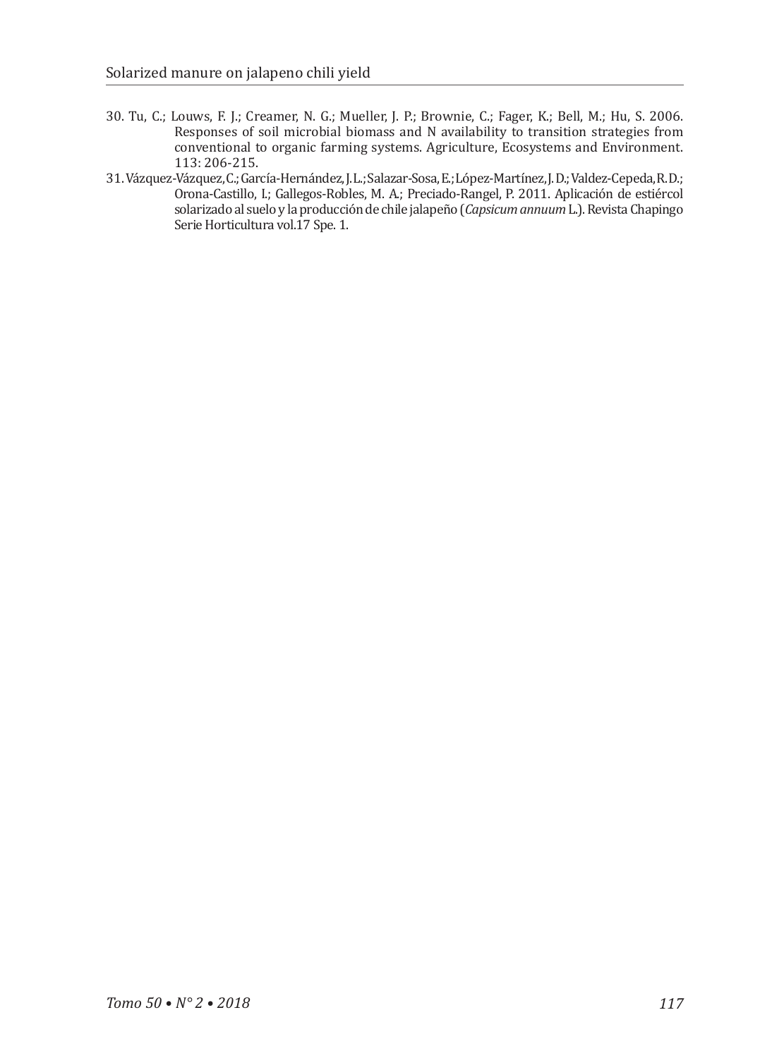30. Tu, C.; Louws, F. J.; Creamer, N. G.; Mueller, J. P.; Brownie, C.; Fager, K.; Bell, M.; Hu, S. 2006. Responses of soil microbial biomass and N availability to transition strategies from conventional to organic farming systems. Agriculture, Ecosystems and Environment. 113: 206-215.
31. Vázquez-Vázquez, C.; García-Hernández, J. L.; Salazar-Sosa, E.; López-Martínez, J. D.; Valdez-Cepeda, R. D.; Orona-Castillo, I.; Gallegos-Robles, M. A.; Preciado-Rangel, P. 2011. Aplicación de estiércol solarizado al suelo y la producción de chile jalapeño (*Capsicum annuum* L.). Revista Chapingo Serie Horticultura vol.17 Spe. 1.